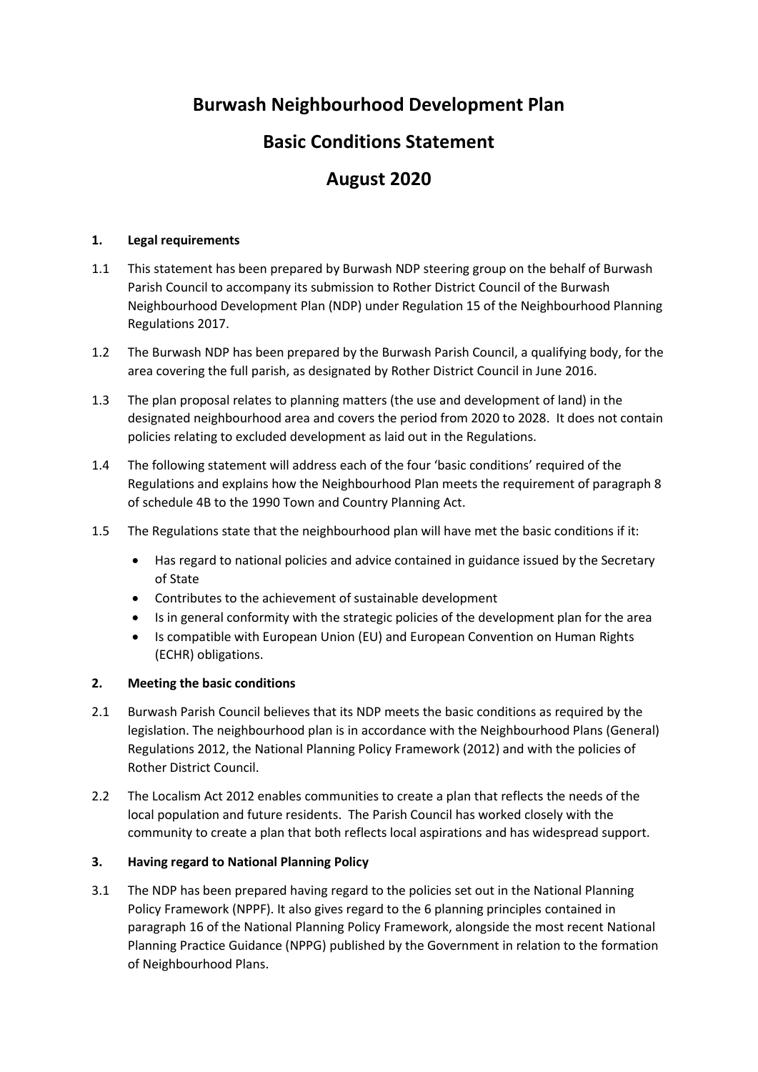# Burwash Neighbourhood Development Plan

# Basic Conditions Statement

# August 2020

## 1. Legal requirements

1.1 This statement has been prepared by Burwash NDP steering group on the behalf of Burwash Parish Council to accompany its submission to Rother District Council of the Burwash Neighbourhood Development Plan (NDP) under Regulation 15 of the Neighbourhood Planning Regulations 2017.

1.2 The Burwash NDP has been prepared by the Burwash Parish Council, a qualifying body, for the area covering the full parish, as designated by Rother District Council in June 2016.

1.3 The plan proposal relates to planning matters (the use and development of land) in the designated neighbourhood area and covers the period from 2020 to 2028. It does not contain policies relating to excluded development as laid out in the Regulations.

1.4 The following statement will address each of the four 'basic conditions' required of the Regulations and explains how the Neighbourhood Plan meets the requirement of paragraph 8 of schedule 4B to the 1990 Town and Country Planning Act.

1.5 The Regulations state that the neighbourhood plan will have met the basic conditions if it:

- Has regard to national policies and advice contained in guidance issued by the Secretary of State
- Contributes to the achievement of sustainable development
- Is in general conformity with the strategic policies of the development plan for the area
- Is compatible with European Union (EU) and European Convention on Human Rights (ECHR) obligations.

## 2. Meeting the basic conditions

2.1 Burwash Parish Council believes that its NDP meets the basic conditions as required by the legislation. The neighbourhood plan is in accordance with the Neighbourhood Plans (General) Regulations 2012, the National Planning Policy Framework (2012) and with the policies of Rother District Council.

2.2 The Localism Act 2012 enables communities to create a plan that reflects the needs of the local population and future residents. The Parish Council has worked closely with the community to create a plan that both reflects local aspirations and has widespread support.

## 3. Having regard to National Planning Policy

3.1 The NDP has been prepared having regard to the policies set out in the National Planning Policy Framework (NPPF). It also gives regard to the 6 planning principles contained in paragraph 16 of the National Planning Policy Framework, alongside the most recent National Planning Practice Guidance (NPPG) published by the Government in relation to the formation of Neighbourhood Plans.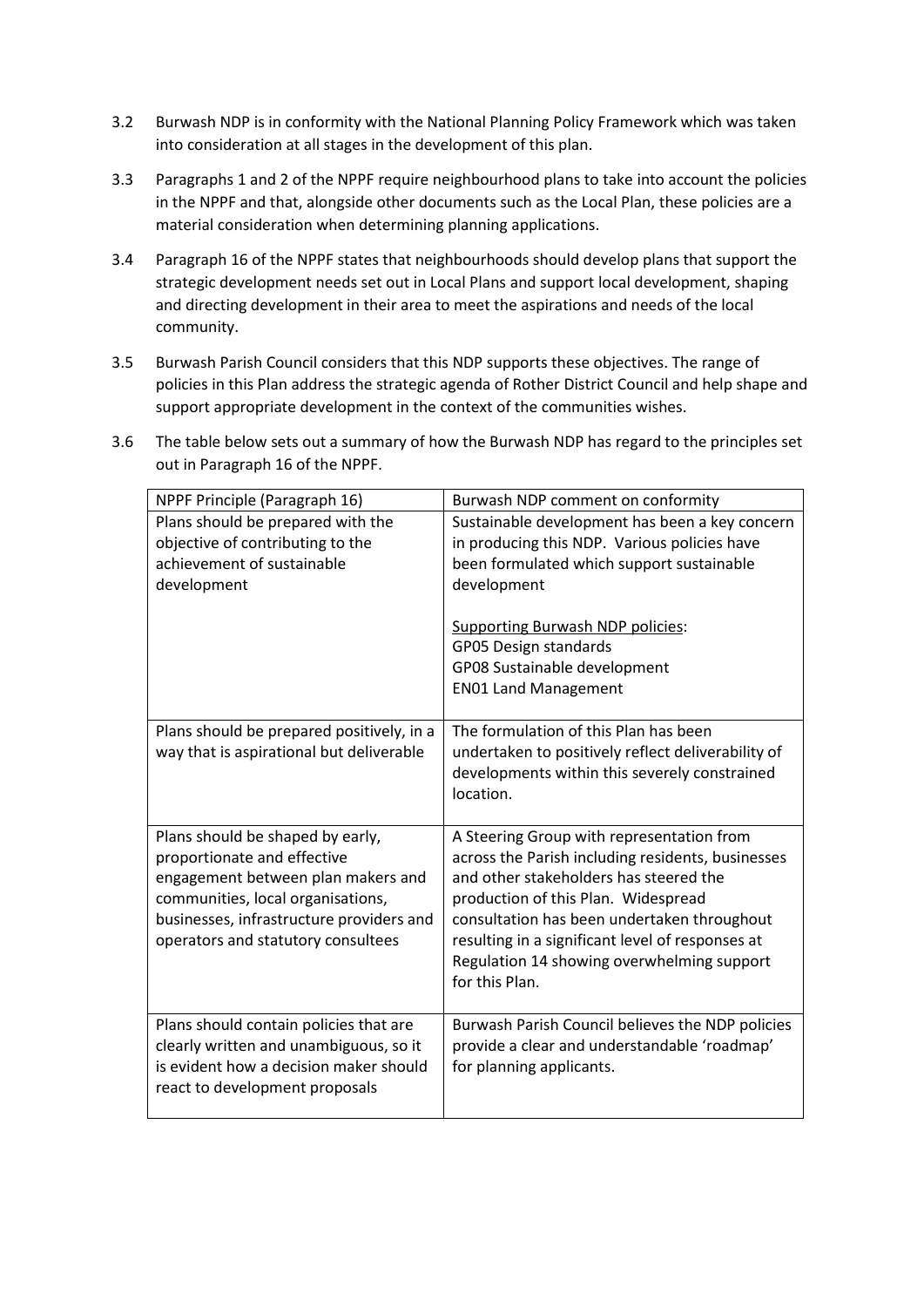3.2 Burwash NDP is in conformity with the National Planning Policy Framework which was taken into consideration at all stages in the development of this plan.

3.3 Paragraphs 1 and 2 of the NPPF require neighbourhood plans to take into account the policies in the NPPF and that, alongside other documents such as the Local Plan, these policies are a material consideration when determining planning applications.

3.4 Paragraph 16 of the NPPF states that neighbourhoods should develop plans that support the strategic development needs set out in Local Plans and support local development, shaping and directing development in their area to meet the aspirations and needs of the local community.

3.5 Burwash Parish Council considers that this NDP supports these objectives. The range of policies in this Plan address the strategic agenda of Rother District Council and help shape and support appropriate development in the context of the communities wishes.

3.6 The table below sets out a summary of how the Burwash NDP has regard to the principles set out in Paragraph 16 of the NPPF.

| NPPF Principle (Paragraph 16) | Burwash NDP comment on conformity |
|---|---|
| Plans should be prepared with the objective of contributing to the achievement of sustainable development | Sustainable development has been a key concern in producing this NDP. Various policies have been formulated which support sustainable development<br><br>Supporting Burwash NDP policies:<br>GP05 Design standards<br>GP08 Sustainable development<br>EN01 Land Management |
| Plans should be prepared positively, in a way that is aspirational but deliverable | The formulation of this Plan has been undertaken to positively reflect deliverability of developments within this severely constrained location. |
| Plans should be shaped by early, proportionate and effective engagement between plan makers and communities, local organisations, businesses, infrastructure providers and operators and statutory consultees | A Steering Group with representation from across the Parish including residents, businesses and other stakeholders has steered the production of this Plan. Widespread consultation has been undertaken throughout resulting in a significant level of responses at Regulation 14 showing overwhelming support for this Plan. |
| Plans should contain policies that are clearly written and unambiguous, so it is evident how a decision maker should react to development proposals | Burwash Parish Council believes the NDP policies provide a clear and understandable 'roadmap' for planning applicants. |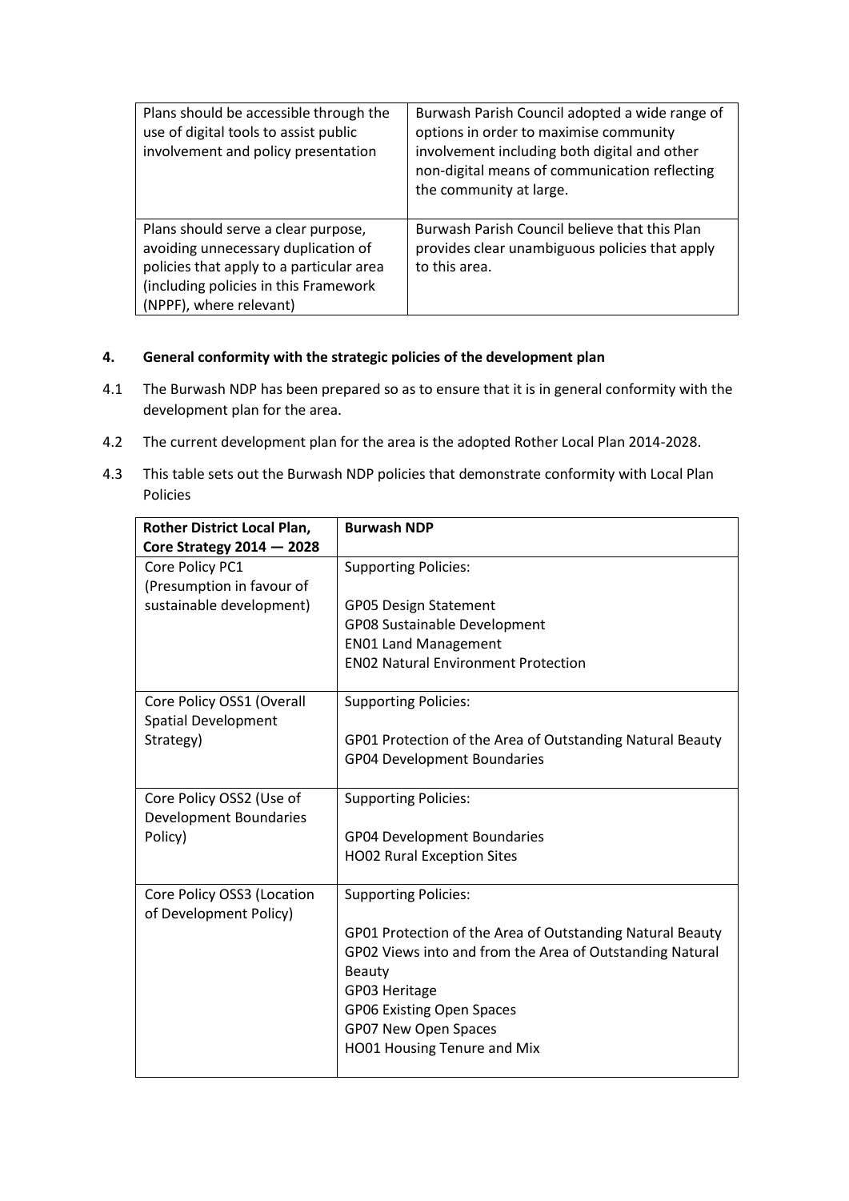| | |
|---|---|
| Plans should be accessible through the use of digital tools to assist public involvement and policy presentation | Burwash Parish Council adopted a wide range of options in order to maximise community involvement including both digital and other non-digital means of communication reflecting the community at large. |
| Plans should serve a clear purpose, avoiding unnecessary duplication of policies that apply to a particular area (including policies in this Framework (NPPF), where relevant) | Burwash Parish Council believe that this Plan provides clear unambiguous policies that apply to this area. |

## 4. General conformity with the strategic policies of the development plan

4.1 The Burwash NDP has been prepared so as to ensure that it is in general conformity with the development plan for the area.

4.2 The current development plan for the area is the adopted Rother Local Plan 2014-2028.

4.3 This table sets out the Burwash NDP policies that demonstrate conformity with Local Plan Policies

| Rother District Local Plan, Core Strategy 2014 — 2028 | Burwash NDP |
|---|---|
| Core Policy PC1 (Presumption in favour of sustainable development) | Supporting Policies:<br><br>GP05 Design Statement<br>GP08 Sustainable Development<br>EN01 Land Management<br>EN02 Natural Environment Protection |
| Core Policy OSS1 (Overall Spatial Development Strategy) | Supporting Policies:<br><br>GP01 Protection of the Area of Outstanding Natural Beauty<br>GP04 Development Boundaries |
| Core Policy OSS2 (Use of Development Boundaries Policy) | Supporting Policies:<br><br>GP04 Development Boundaries<br>HO02 Rural Exception Sites |
| Core Policy OSS3 (Location of Development Policy) | Supporting Policies:<br><br>GP01 Protection of the Area of Outstanding Natural Beauty<br>GP02 Views into and from the Area of Outstanding Natural Beauty<br>GP03 Heritage<br>GP06 Existing Open Spaces<br>GP07 New Open Spaces<br>HO01 Housing Tenure and Mix |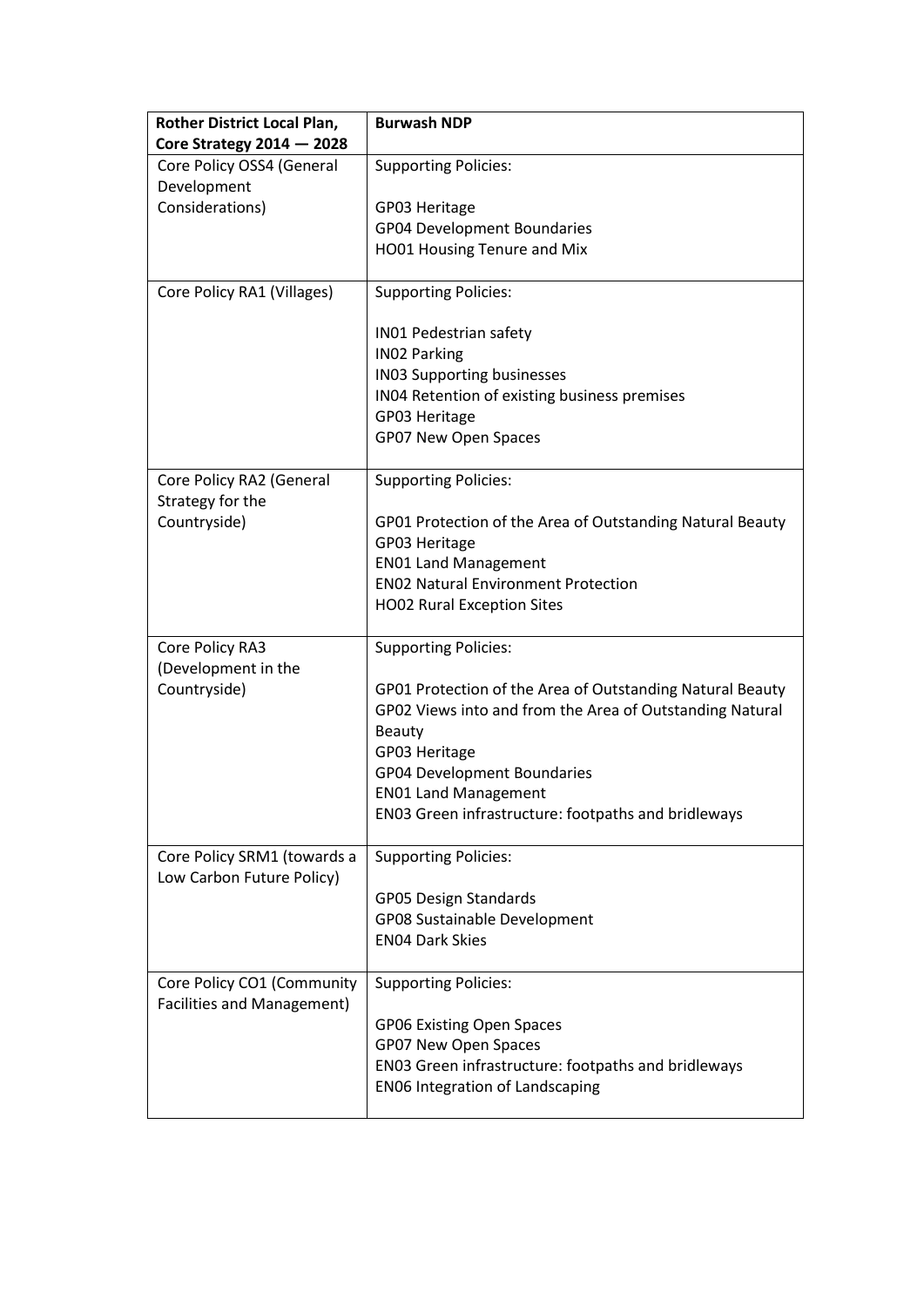| **Rother District Local Plan, Core Strategy 2014 — 2028** | **Burwash NDP** |
|---|---|
| Core Policy OSS4 (General Development Considerations) | Supporting Policies:<br><br>GP03 Heritage<br>GP04 Development Boundaries<br>HO01 Housing Tenure and Mix |
| Core Policy RA1 (Villages) | Supporting Policies:<br><br>IN01 Pedestrian safety<br>IN02 Parking<br>IN03 Supporting businesses<br>IN04 Retention of existing business premises<br>GP03 Heritage<br>GP07 New Open Spaces |
| Core Policy RA2 (General Strategy for the Countryside) | Supporting Policies:<br><br>GP01 Protection of the Area of Outstanding Natural Beauty<br>GP03 Heritage<br>EN01 Land Management<br>EN02 Natural Environment Protection<br>HO02 Rural Exception Sites |
| Core Policy RA3 (Development in the Countryside) | Supporting Policies:<br><br>GP01 Protection of the Area of Outstanding Natural Beauty<br>GP02 Views into and from the Area of Outstanding Natural Beauty<br>GP03 Heritage<br>GP04 Development Boundaries<br>EN01 Land Management<br>EN03 Green infrastructure: footpaths and bridleways |
| Core Policy SRM1 (towards a Low Carbon Future Policy) | Supporting Policies:<br><br>GP05 Design Standards<br>GP08 Sustainable Development<br>EN04 Dark Skies |
| Core Policy CO1 (Community Facilities and Management) | Supporting Policies:<br><br>GP06 Existing Open Spaces<br>GP07 New Open Spaces<br>EN03 Green infrastructure: footpaths and bridleways<br>EN06 Integration of Landscaping |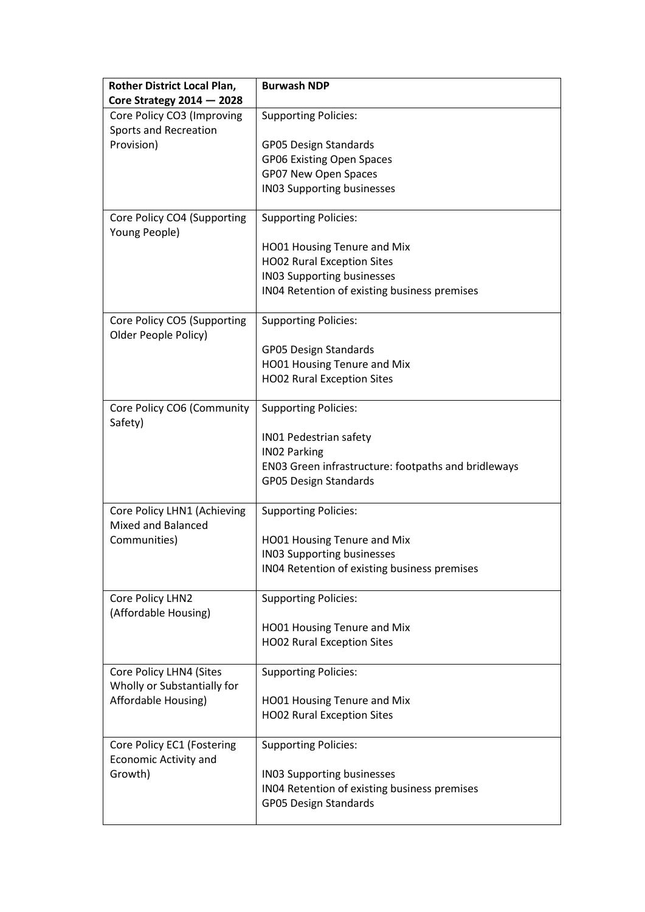| **Rother District Local Plan, Core Strategy 2014 — 2028** | **Burwash NDP** |
| --- | --- |
| Core Policy CO3 (Improving Sports and Recreation Provision) | Supporting Policies:<br><br>GP05 Design Standards<br>GP06 Existing Open Spaces<br>GP07 New Open Spaces<br>IN03 Supporting businesses |
| Core Policy CO4 (Supporting Young People) | Supporting Policies:<br><br>HO01 Housing Tenure and Mix<br>HO02 Rural Exception Sites<br>IN03 Supporting businesses<br>IN04 Retention of existing business premises |
| Core Policy CO5 (Supporting Older People Policy) | Supporting Policies:<br><br>GP05 Design Standards<br>HO01 Housing Tenure and Mix<br>HO02 Rural Exception Sites |
| Core Policy CO6 (Community Safety) | Supporting Policies:<br><br>IN01 Pedestrian safety<br>IN02 Parking<br>EN03 Green infrastructure: footpaths and bridleways<br>GP05 Design Standards |
| Core Policy LHN1 (Achieving Mixed and Balanced Communities) | Supporting Policies:<br><br>HO01 Housing Tenure and Mix<br>IN03 Supporting businesses<br>IN04 Retention of existing business premises |
| Core Policy LHN2 (Affordable Housing) | Supporting Policies:<br><br>HO01 Housing Tenure and Mix<br>HO02 Rural Exception Sites |
| Core Policy LHN4 (Sites Wholly or Substantially for Affordable Housing) | Supporting Policies:<br><br>HO01 Housing Tenure and Mix<br>HO02 Rural Exception Sites |
| Core Policy EC1 (Fostering Economic Activity and Growth) | Supporting Policies:<br><br>IN03 Supporting businesses<br>IN04 Retention of existing business premises<br>GP05 Design Standards |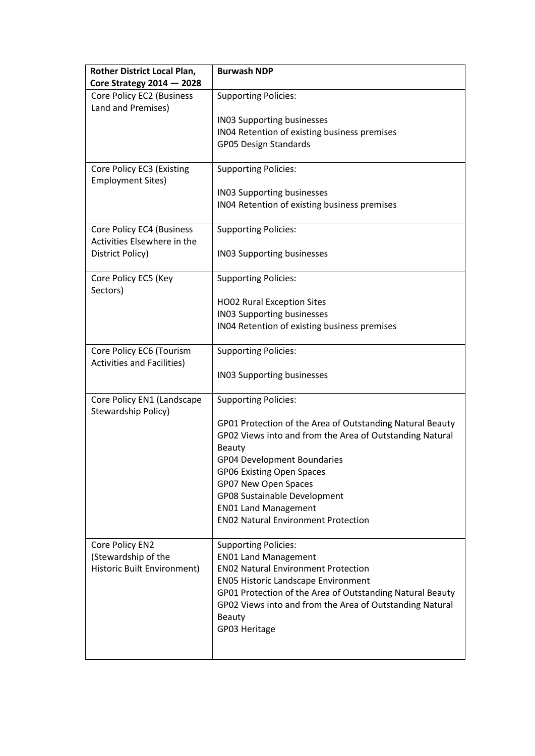| **Rother District Local Plan, Core Strategy 2014 — 2028** | **Burwash NDP** |
|---|---|
| Core Policy EC2 (Business Land and Premises) | Supporting Policies:<br><br>IN03 Supporting businesses<br>IN04 Retention of existing business premises<br>GP05 Design Standards |
| Core Policy EC3 (Existing Employment Sites) | Supporting Policies:<br><br>IN03 Supporting businesses<br>IN04 Retention of existing business premises |
| Core Policy EC4 (Business Activities Elsewhere in the District Policy) | Supporting Policies:<br><br>IN03 Supporting businesses |
| Core Policy EC5 (Key Sectors) | Supporting Policies:<br><br>HO02 Rural Exception Sites<br>IN03 Supporting businesses<br>IN04 Retention of existing business premises |
| Core Policy EC6 (Tourism Activities and Facilities) | Supporting Policies:<br><br>IN03 Supporting businesses |
| Core Policy EN1 (Landscape Stewardship Policy) | Supporting Policies:<br><br>GP01 Protection of the Area of Outstanding Natural Beauty<br>GP02 Views into and from the Area of Outstanding Natural Beauty<br>GP04 Development Boundaries<br>GP06 Existing Open Spaces<br>GP07 New Open Spaces<br>GP08 Sustainable Development<br>EN01 Land Management<br>EN02 Natural Environment Protection |
| Core Policy EN2 (Stewardship of the Historic Built Environment) | Supporting Policies:<br>EN01 Land Management<br>EN02 Natural Environment Protection<br>EN05 Historic Landscape Environment<br>GP01 Protection of the Area of Outstanding Natural Beauty<br>GP02 Views into and from the Area of Outstanding Natural Beauty<br>GP03 Heritage |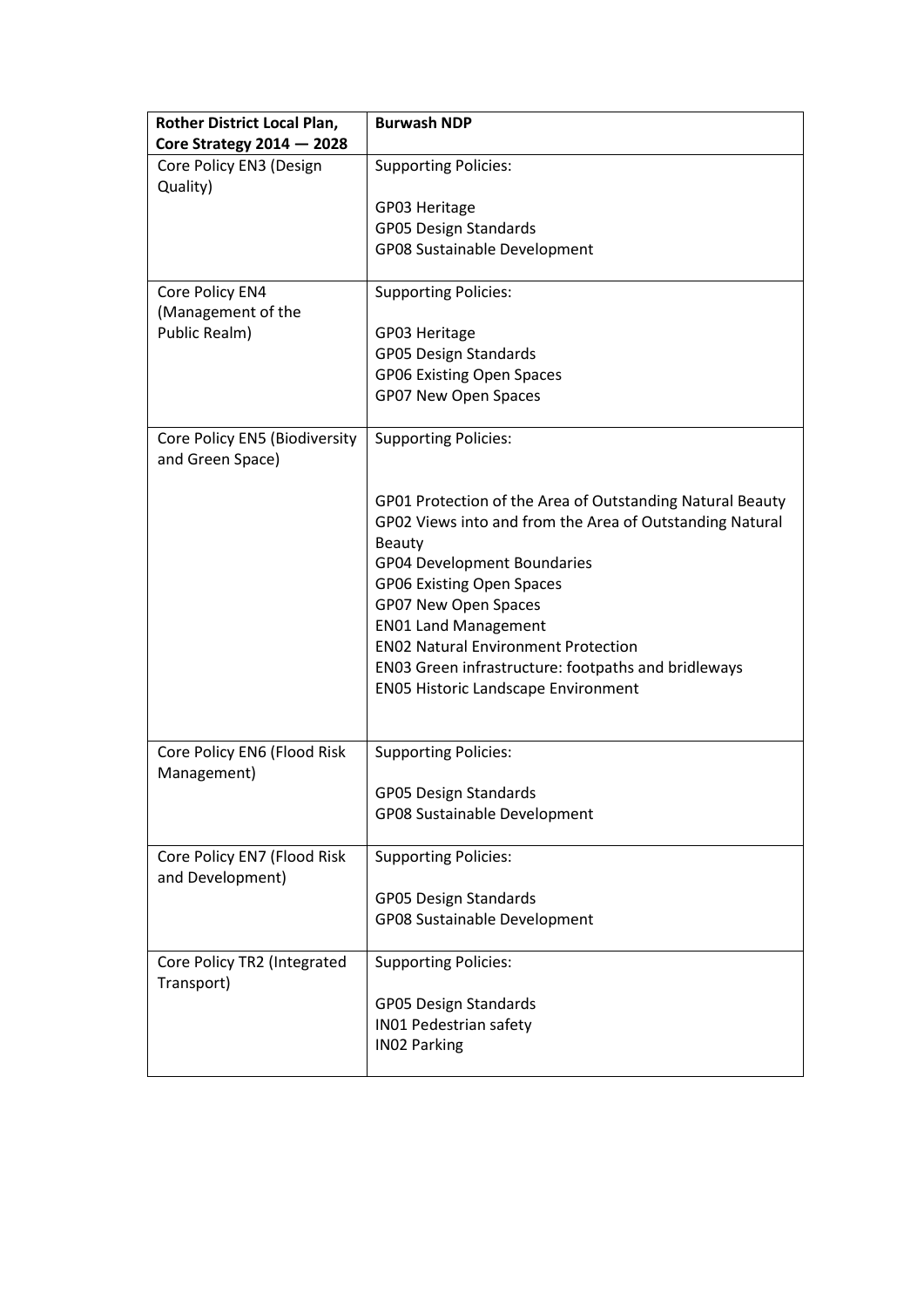| Rother District Local Plan, Core Strategy 2014 — 2028 | Burwash NDP |
|---|---|
| Core Policy EN3 (Design Quality) | Supporting Policies:<br><br>GP03 Heritage<br>GP05 Design Standards<br>GP08 Sustainable Development |
| Core Policy EN4 (Management of the Public Realm) | Supporting Policies:<br><br>GP03 Heritage<br>GP05 Design Standards<br>GP06 Existing Open Spaces<br>GP07 New Open Spaces |
| Core Policy EN5 (Biodiversity and Green Space) | Supporting Policies:<br><br>GP01 Protection of the Area of Outstanding Natural Beauty<br>GP02 Views into and from the Area of Outstanding Natural Beauty<br>GP04 Development Boundaries<br>GP06 Existing Open Spaces<br>GP07 New Open Spaces<br>EN01 Land Management<br>EN02 Natural Environment Protection<br>EN03 Green infrastructure: footpaths and bridleways<br>EN05 Historic Landscape Environment |
| Core Policy EN6 (Flood Risk Management) | Supporting Policies:<br><br>GP05 Design Standards<br>GP08 Sustainable Development |
| Core Policy EN7 (Flood Risk and Development) | Supporting Policies:<br><br>GP05 Design Standards<br>GP08 Sustainable Development |
| Core Policy TR2 (Integrated Transport) | Supporting Policies:<br><br>GP05 Design Standards<br>IN01 Pedestrian safety<br>IN02 Parking |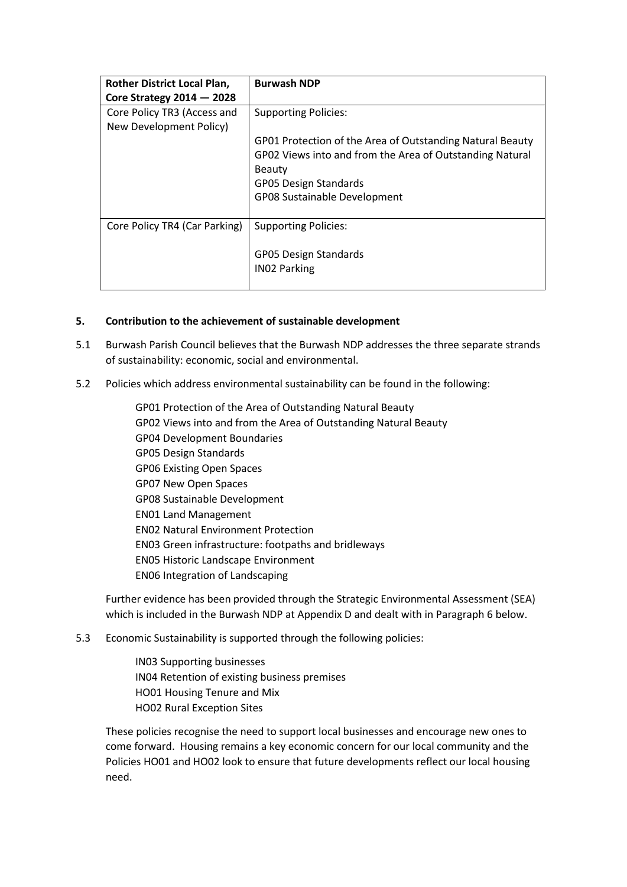| Rother District Local Plan, Core Strategy 2014 — 2028 | Burwash NDP |
|---|---|
| Core Policy TR3 (Access and New Development Policy) | Supporting Policies:<br><br>GP01 Protection of the Area of Outstanding Natural Beauty<br>GP02 Views into and from the Area of Outstanding Natural Beauty<br>GP05 Design Standards<br>GP08 Sustainable Development |
| Core Policy TR4 (Car Parking) | Supporting Policies:<br><br>GP05 Design Standards<br>IN02 Parking |

## 5. Contribution to the achievement of sustainable development

5.1 Burwash Parish Council believes that the Burwash NDP addresses the three separate strands of sustainability: economic, social and environmental.

5.2 Policies which address environmental sustainability can be found in the following:

GP01 Protection of the Area of Outstanding Natural Beauty
GP02 Views into and from the Area of Outstanding Natural Beauty
GP04 Development Boundaries
GP05 Design Standards
GP06 Existing Open Spaces
GP07 New Open Spaces
GP08 Sustainable Development
EN01 Land Management
EN02 Natural Environment Protection
EN03 Green infrastructure: footpaths and bridleways
EN05 Historic Landscape Environment
EN06 Integration of Landscaping

Further evidence has been provided through the Strategic Environmental Assessment (SEA) which is included in the Burwash NDP at Appendix D and dealt with in Paragraph 6 below.

5.3 Economic Sustainability is supported through the following policies:

IN03 Supporting businesses
IN04 Retention of existing business premises
HO01 Housing Tenure and Mix
HO02 Rural Exception Sites

These policies recognise the need to support local businesses and encourage new ones to come forward. Housing remains a key economic concern for our local community and the Policies HO01 and HO02 look to ensure that future developments reflect our local housing need.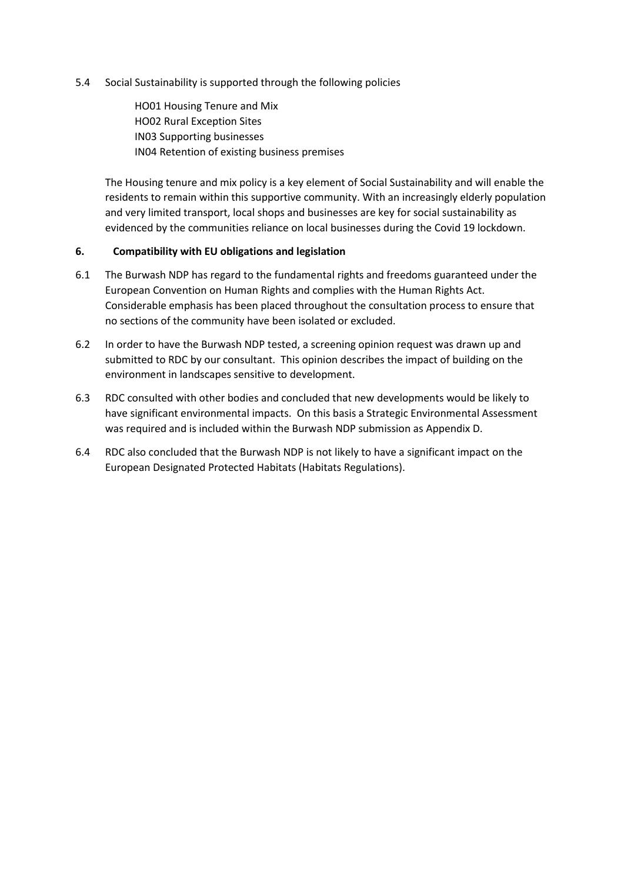5.4 Social Sustainability is supported through the following policies

HO01 Housing Tenure and Mix
HO02 Rural Exception Sites
IN03 Supporting businesses
IN04 Retention of existing business premises

The Housing tenure and mix policy is a key element of Social Sustainability and will enable the residents to remain within this supportive community. With an increasingly elderly population and very limited transport, local shops and businesses are key for social sustainability as evidenced by the communities reliance on local businesses during the Covid 19 lockdown.

## 6. Compatibility with EU obligations and legislation

6.1 The Burwash NDP has regard to the fundamental rights and freedoms guaranteed under the European Convention on Human Rights and complies with the Human Rights Act. Considerable emphasis has been placed throughout the consultation process to ensure that no sections of the community have been isolated or excluded.

6.2 In order to have the Burwash NDP tested, a screening opinion request was drawn up and submitted to RDC by our consultant. This opinion describes the impact of building on the environment in landscapes sensitive to development.

6.3 RDC consulted with other bodies and concluded that new developments would be likely to have significant environmental impacts. On this basis a Strategic Environmental Assessment was required and is included within the Burwash NDP submission as Appendix D.

6.4 RDC also concluded that the Burwash NDP is not likely to have a significant impact on the European Designated Protected Habitats (Habitats Regulations).